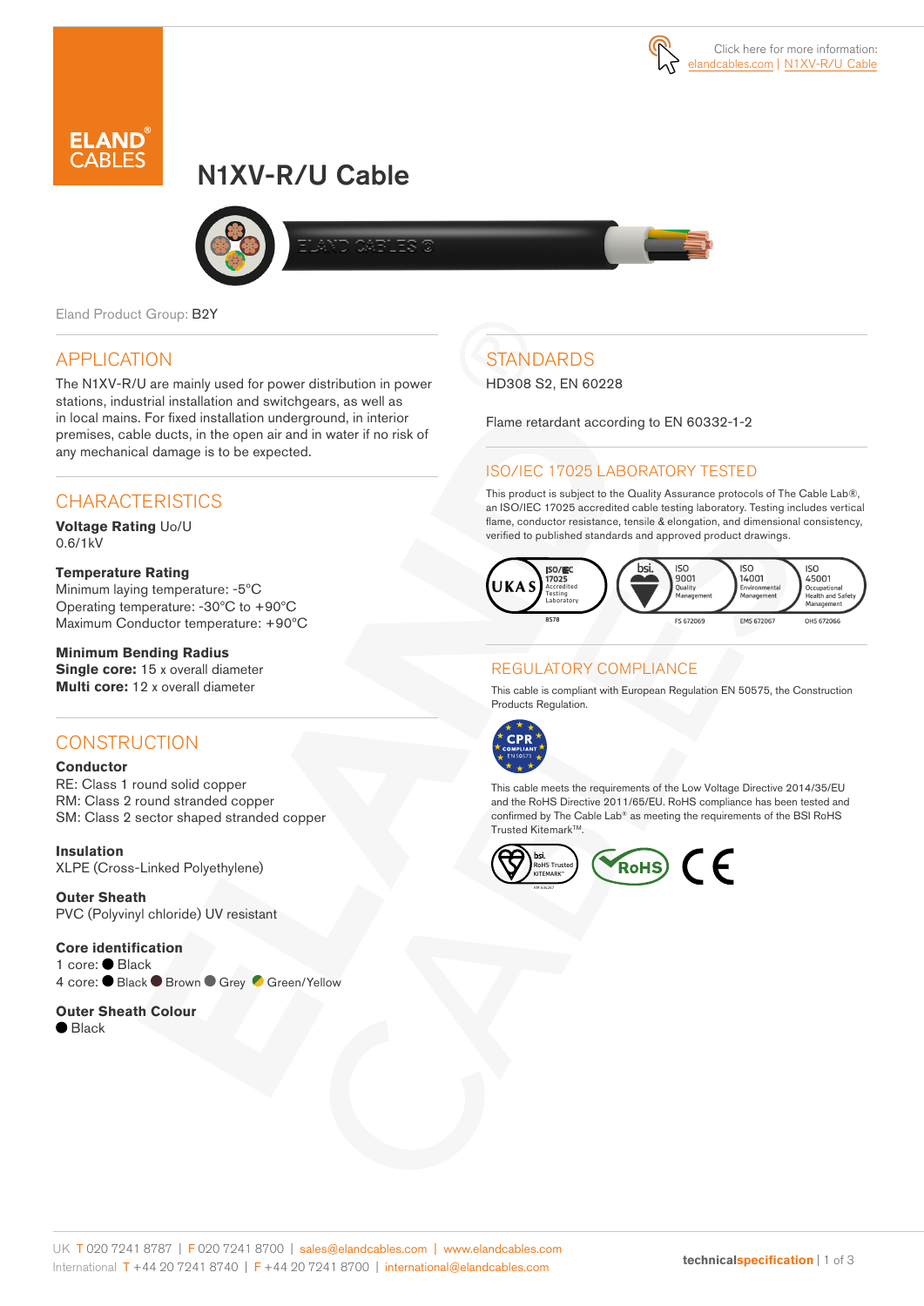Click here for more information: elandcables.com | N1XV-R/U Cable

# N1XV-R/U Cable

Eland Product Group: B2Y

## APPLICATION

The N1XV-R/U are mainly used for power distribution in power stations, industrial installation and switchgears, as well as in local mains. For fixed installation underground, in interior premises, cable ducts, in the open air and in water if no risk of any mechanical damage is to be expected.

## CHARACTERISTICS

**Voltage Rating** Uo/U
0.6/1kV

**Temperature Rating**
Minimum laying temperature: -5°C
Operating temperature: -30°C to +90°C
Maximum Conductor temperature: +90°C

**Minimum Bending Radius**
**Single core:** 15 x overall diameter
**Multi core:** 12 x overall diameter

## CONSTRUCTION

**Conductor**
RE: Class 1 round solid copper
RM: Class 2 round stranded copper
SM: Class 2 sector shaped stranded copper

**Insulation**
XLPE (Cross-Linked Polyethylene)

**Outer Sheath**
PVC (Polyvinyl chloride) UV resistant

**Core identification**
1 core: Black
4 core: Black Brown Grey Green/Yellow

**Outer Sheath Colour**
Black

## STANDARDS

HD308 S2, EN 60228

Flame retardant according to EN 60332-1-2

## ISO/IEC 17025 LABORATORY TESTED

This product is subject to the Quality Assurance protocols of The Cable Lab®, an ISO/IEC 17025 accredited cable testing laboratory. Testing includes vertical flame, conductor resistance, tensile & elongation, and dimensional consistency, verified to published standards and approved product drawings.

UKAS ISO/IEC 17025 Accredited Testing Laboratory 8578 | bsi. ISO 9001 Quality Management FS 672069 | ISO 14001 Environmental Management EMS 672067 | ISO 45001 Occupational Health and Safety Management OHS 672066

## REGULATORY COMPLIANCE

This cable is compliant with European Regulation EN 50575, the Construction Products Regulation.

CPR COMPLIANT EN 50575

This cable meets the requirements of the Low Voltage Directive 2014/35/EU and the RoHS Directive 2011/65/EU. RoHS compliance has been tested and confirmed by The Cable Lab® as meeting the requirements of the BSI RoHS Trusted Kitemark™.

bsi. RoHS Trusted KITEMARK™ | RoHS | CE

UK T 020 7241 8787 | F 020 7241 8700 | sales@elandcables.com | www.elandcables.com
International T +44 20 7241 8740 | F +44 20 7241 8700 | international@elandcables.com

technicalspecification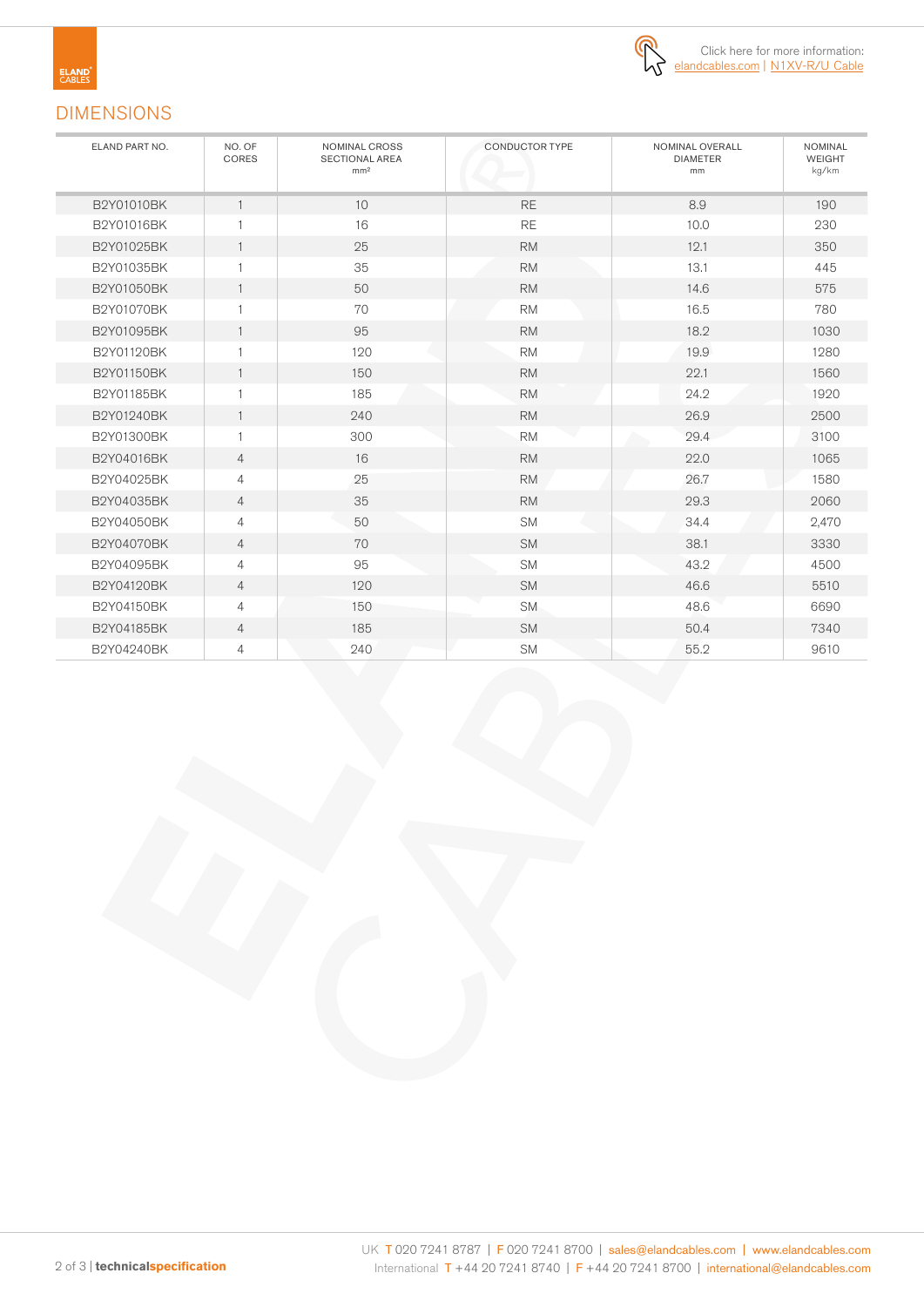Click here for more information: elandcables.com | N1XV-R/U Cable

## DIMENSIONS

| ELAND PART NO. | NO. OF CORES | NOMINAL CROSS SECTIONAL AREA mm² | CONDUCTOR TYPE | NOMINAL OVERALL DIAMETER mm | NOMINAL WEIGHT kg/km |
|---|---|---|---|---|---|
| B2Y01010BK | 1 | 10 | RE | 8.9 | 190 |
| B2Y01016BK | 1 | 16 | RE | 10.0 | 230 |
| B2Y01025BK | 1 | 25 | RM | 12.1 | 350 |
| B2Y01035BK | 1 | 35 | RM | 13.1 | 445 |
| B2Y01050BK | 1 | 50 | RM | 14.6 | 575 |
| B2Y01070BK | 1 | 70 | RM | 16.5 | 780 |
| B2Y01095BK | 1 | 95 | RM | 18.2 | 1030 |
| B2Y01120BK | 1 | 120 | RM | 19.9 | 1280 |
| B2Y01150BK | 1 | 150 | RM | 22.1 | 1560 |
| B2Y01185BK | 1 | 185 | RM | 24.2 | 1920 |
| B2Y01240BK | 1 | 240 | RM | 26.9 | 2500 |
| B2Y01300BK | 1 | 300 | RM | 29.4 | 3100 |
| B2Y04016BK | 4 | 16 | RM | 22.0 | 1065 |
| B2Y04025BK | 4 | 25 | RM | 26.7 | 1580 |
| B2Y04035BK | 4 | 35 | RM | 29.3 | 2060 |
| B2Y04050BK | 4 | 50 | SM | 34.4 | 2,470 |
| B2Y04070BK | 4 | 70 | SM | 38.1 | 3330 |
| B2Y04095BK | 4 | 95 | SM | 43.2 | 4500 |
| B2Y04120BK | 4 | 120 | SM | 46.6 | 5510 |
| B2Y04150BK | 4 | 150 | SM | 48.6 | 6690 |
| B2Y04185BK | 4 | 185 | SM | 50.4 | 7340 |
| B2Y04240BK | 4 | 240 | SM | 55.2 | 9610 |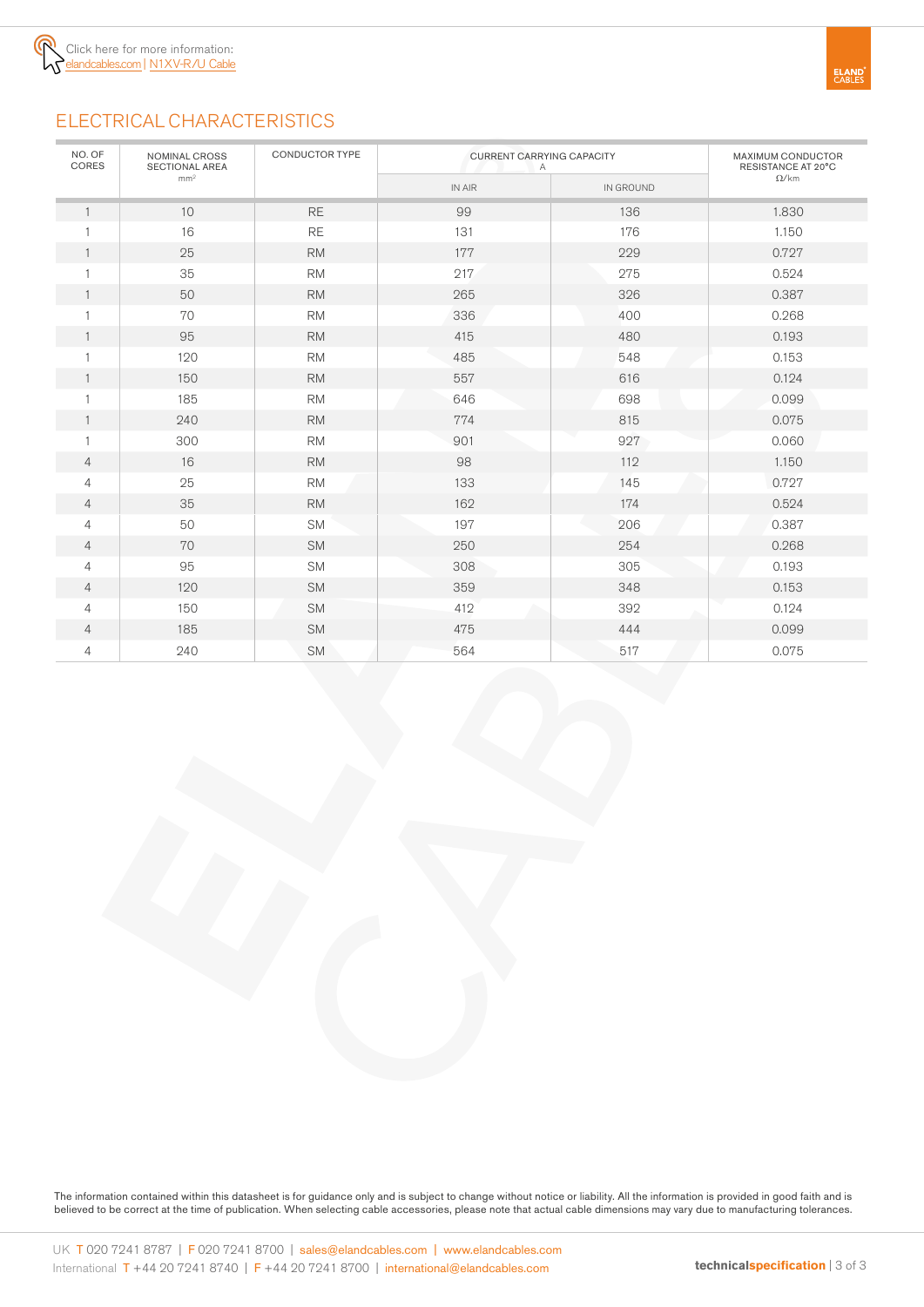Click here for more information:
elandcables.com | N1XV-R/U Cable

## ELECTRICAL CHARACTERISTICS

| NO. OF CORES | NOMINAL CROSS SECTIONAL AREA mm² | CONDUCTOR TYPE | CURRENT CARRYING CAPACITY A | | MAXIMUM CONDUCTOR RESISTANCE AT 20°C Ω/km |
|---|---|---|---|---|---|
| | | | IN AIR | IN GROUND | |
| 1 | 10 | RE | 99 | 136 | 1.830 |
| 1 | 16 | RE | 131 | 176 | 1.150 |
| 1 | 25 | RM | 177 | 229 | 0.727 |
| 1 | 35 | RM | 217 | 275 | 0.524 |
| 1 | 50 | RM | 265 | 326 | 0.387 |
| 1 | 70 | RM | 336 | 400 | 0.268 |
| 1 | 95 | RM | 415 | 480 | 0.193 |
| 1 | 120 | RM | 485 | 548 | 0.153 |
| 1 | 150 | RM | 557 | 616 | 0.124 |
| 1 | 185 | RM | 646 | 698 | 0.099 |
| 1 | 240 | RM | 774 | 815 | 0.075 |
| 1 | 300 | RM | 901 | 927 | 0.060 |
| 4 | 16 | RM | 98 | 112 | 1.150 |
| 4 | 25 | RM | 133 | 145 | 0.727 |
| 4 | 35 | RM | 162 | 174 | 0.524 |
| 4 | 50 | SM | 197 | 206 | 0.387 |
| 4 | 70 | SM | 250 | 254 | 0.268 |
| 4 | 95 | SM | 308 | 305 | 0.193 |
| 4 | 120 | SM | 359 | 348 | 0.153 |
| 4 | 150 | SM | 412 | 392 | 0.124 |
| 4 | 185 | SM | 475 | 444 | 0.099 |
| 4 | 240 | SM | 564 | 517 | 0.075 |

The information contained within this datasheet is for guidance only and is subject to change without notice or liability. All the information is provided in good faith and is believed to be correct at the time of publication. When selecting cable accessories, please note that actual cable dimensions may vary due to manufacturing tolerances.

UK T 020 7241 8787 | F 020 7241 8700 | sales@elandcables.com | www.elandcables.com
International T +44 20 7241 8740 | F +44 20 7241 8700 | international@elandcables.com